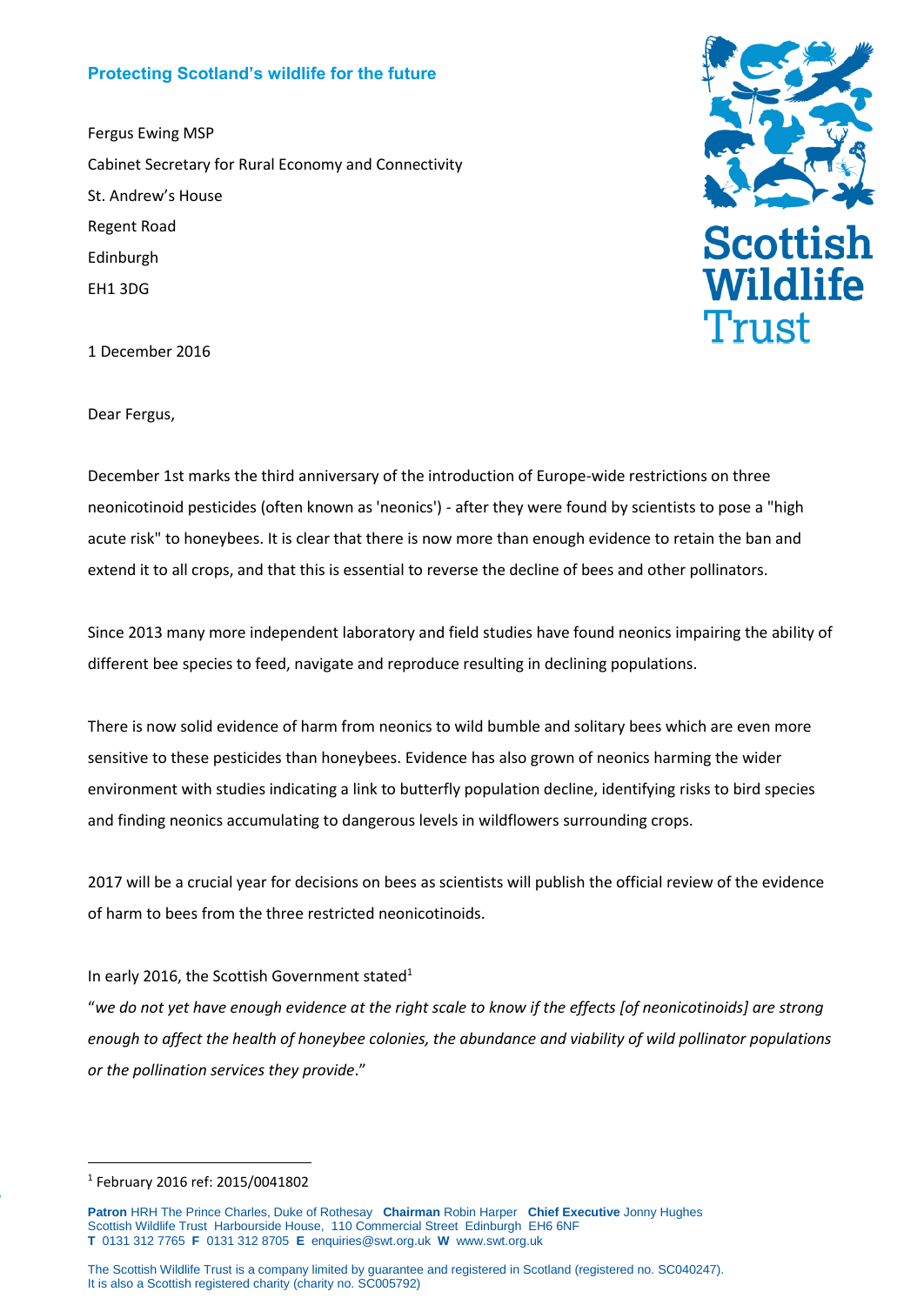**Protecting Scotland's wildlife for the future**

Fergus Ewing MSP
Cabinet Secretary for Rural Economy and Connectivity
St. Andrew's House
Regent Road
Edinburgh
EH1 3DG

Scottish Wildlife Trust

1 December 2016

Dear Fergus,

December 1st marks the third anniversary of the introduction of Europe-wide restrictions on three neonicotinoid pesticides (often known as 'neonics') - after they were found by scientists to pose a "high acute risk" to honeybees. It is clear that there is now more than enough evidence to retain the ban and extend it to all crops, and that this is essential to reverse the decline of bees and other pollinators.

Since 2013 many more independent laboratory and field studies have found neonics impairing the ability of different bee species to feed, navigate and reproduce resulting in declining populations.

There is now solid evidence of harm from neonics to wild bumble and solitary bees which are even more sensitive to these pesticides than honeybees. Evidence has also grown of neonics harming the wider environment with studies indicating a link to butterfly population decline, identifying risks to bird species and finding neonics accumulating to dangerous levels in wildflowers surrounding crops.

2017 will be a crucial year for decisions on bees as scientists will publish the official review of the evidence of harm to bees from the three restricted neonicotinoids.

In early 2016, the Scottish Government stated[1]
"*we do not yet have enough evidence at the right scale to know if the effects [of neonicotinoids] are strong enough to affect the health of honeybee colonies, the abundance and viability of wild pollinator populations or the pollination services they provide*."

---

[1] February 2016 ref: 2015/0041802

**Patron** HRH The Prince Charles, Duke of Rothesay **Chairman** Robin Harper **Chief Executive** Jonny Hughes
Scottish Wildlife Trust Harbourside House, 110 Commercial Street Edinburgh EH6 6NF
**T** 0131 312 7765 **F** 0131 312 8705 **E** enquiries@swt.org.uk **W** www.swt.org.uk

The Scottish Wildlife Trust is a company limited by guarantee and registered in Scotland (registered no. SC040247).
It is also a Scottish registered charity (charity no. SC005792)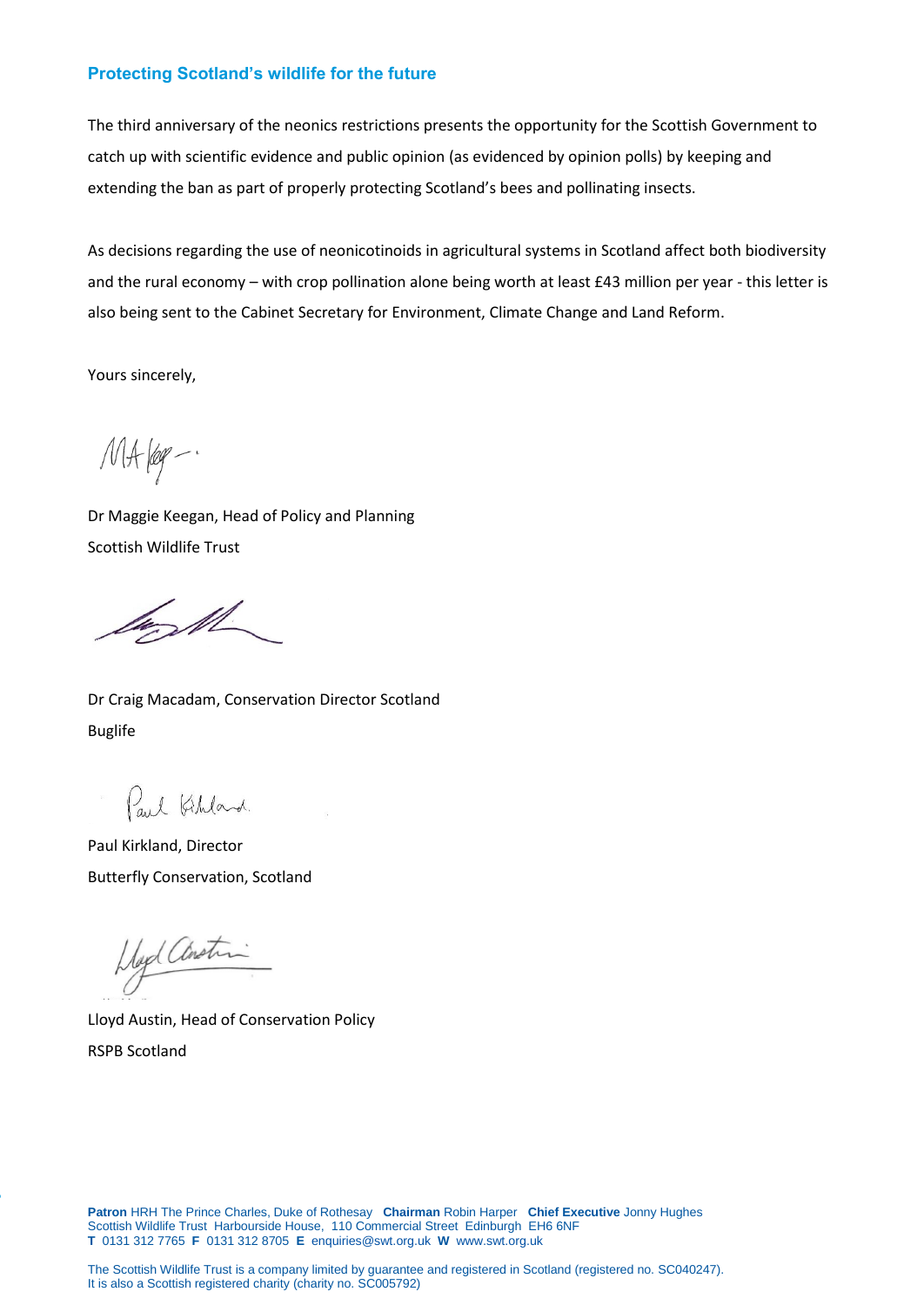### Protecting Scotland's wildlife for the future

The third anniversary of the neonics restrictions presents the opportunity for the Scottish Government to catch up with scientific evidence and public opinion (as evidenced by opinion polls) by keeping and extending the ban as part of properly protecting Scotland's bees and pollinating insects.

As decisions regarding the use of neonicotinoids in agricultural systems in Scotland affect both biodiversity and the rural economy – with crop pollination alone being worth at least £43 million per year - this letter is also being sent to the Cabinet Secretary for Environment, Climate Change and Land Reform.

Yours sincerely,

Dr Maggie Keegan, Head of Policy and Planning
Scottish Wildlife Trust

Dr Craig Macadam, Conservation Director Scotland
Buglife

Paul Kirkland, Director
Butterfly Conservation, Scotland

Lloyd Austin, Head of Conservation Policy
RSPB Scotland

**Patron** HRH The Prince Charles, Duke of Rothesay **Chairman** Robin Harper **Chief Executive** Jonny Hughes
Scottish Wildlife Trust Harbourside House, 110 Commercial Street Edinburgh EH6 6NF
**T** 0131 312 7765 **F** 0131 312 8705 **E** enquiries@swt.org.uk **W** www.swt.org.uk

The Scottish Wildlife Trust is a company limited by guarantee and registered in Scotland (registered no. SC040247).
It is also a Scottish registered charity (charity no. SC005792)